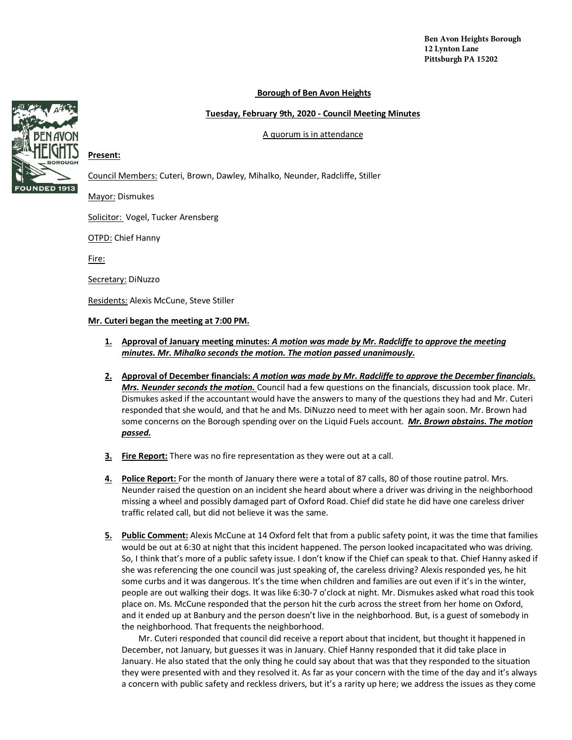Ben Avon Heights Borough
12 Lynton Lane
Pittsburgh PA 15202

**Borough of Ben Avon Heights**

**Tuesday, February 9th, 2020 - Council Meeting Minutes**

A quorum is in attendance

**Present:**

Council Members: Cuteri, Brown, Dawley, Mihalko, Neunder, Radcliffe, Stiller

Mayor: Dismukes

Solicitor: Vogel, Tucker Arensberg

OTPD: Chief Hanny

Fire:

Secretary: DiNuzzo

Residents: Alexis McCune, Steve Stiller

**Mr. Cuteri began the meeting at 7:00 PM.**

1. **Approval of January meeting minutes:** ***A motion was made by Mr. Radcliffe to approve the meeting minutes. Mr. Mihalko seconds the motion. The motion passed unanimously.***

2. **Approval of December financials:** ***A motion was made by Mr. Radcliffe to approve the December financials. Mrs. Neunder seconds the motion.*** Council had a few questions on the financials, discussion took place. Mr. Dismukes asked if the accountant would have the answers to many of the questions they had and Mr. Cuteri responded that she would, and that he and Ms. DiNuzzo need to meet with her again soon. Mr. Brown had some concerns on the Borough spending over on the Liquid Fuels account. ***Mr. Brown abstains. The motion passed.***

3. **Fire Report:** There was no fire representation as they were out at a call.

4. **Police Report:** For the month of January there were a total of 87 calls, 80 of those routine patrol. Mrs. Neunder raised the question on an incident she heard about where a driver was driving in the neighborhood missing a wheel and possibly damaged part of Oxford Road. Chief did state he did have one careless driver traffic related call, but did not believe it was the same.

5. **Public Comment:** Alexis McCune at 14 Oxford felt that from a public safety point, it was the time that families would be out at 6:30 at night that this incident happened. The person looked incapacitated who was driving. So, I think that's more of a public safety issue. I don't know if the Chief can speak to that. Chief Hanny asked if she was referencing the one council was just speaking of, the careless driving? Alexis responded yes, he hit some curbs and it was dangerous. It's the time when children and families are out even if it's in the winter, people are out walking their dogs. It was like 6:30-7 o'clock at night. Mr. Dismukes asked what road this took place on. Ms. McCune responded that the person hit the curb across the street from her home on Oxford, and it ended up at Banbury and the person doesn't live in the neighborhood. But, is a guest of somebody in the neighborhood. That frequents the neighborhood.

   Mr. Cuteri responded that council did receive a report about that incident, but thought it happened in December, not January, but guesses it was in January. Chief Hanny responded that it did take place in January. He also stated that the only thing he could say about that was that they responded to the situation they were presented with and they resolved it. As far as your concern with the time of the day and it's always a concern with public safety and reckless drivers, but it's a rarity up here; we address the issues as they come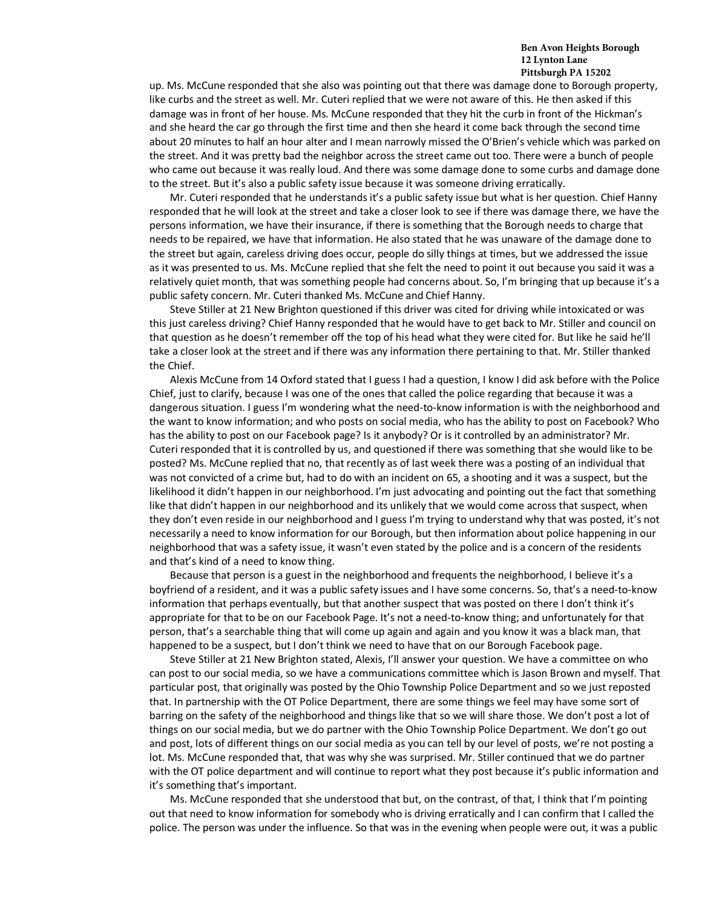up. Ms. McCune responded that she also was pointing out that there was damage done to Borough property, like curbs and the street as well. Mr. Cuteri replied that we were not aware of this. He then asked if this damage was in front of her house. Ms. McCune responded that they hit the curb in front of the Hickman's and she heard the car go through the first time and then she heard it come back through the second time about 20 minutes to half an hour alter and I mean narrowly missed the O'Brien's vehicle which was parked on the street. And it was pretty bad the neighbor across the street came out too. There were a bunch of people who came out because it was really loud. And there was some damage done to some curbs and damage done to the street. But it's also a public safety issue because it was someone driving erratically.

Mr. Cuteri responded that he understands it's a public safety issue but what is her question. Chief Hanny responded that he will look at the street and take a closer look to see if there was damage there, we have the persons information, we have their insurance, if there is something that the Borough needs to charge that needs to be repaired, we have that information. He also stated that he was unaware of the damage done to the street but again, careless driving does occur, people do silly things at times, but we addressed the issue as it was presented to us. Ms. McCune replied that she felt the need to point it out because you said it was a relatively quiet month, that was something people had concerns about. So, I'm bringing that up because it's a public safety concern. Mr. Cuteri thanked Ms. McCune and Chief Hanny.

Steve Stiller at 21 New Brighton questioned if this driver was cited for driving while intoxicated or was this just careless driving? Chief Hanny responded that he would have to get back to Mr. Stiller and council on that question as he doesn't remember off the top of his head what they were cited for. But like he said he'll take a closer look at the street and if there was any information there pertaining to that. Mr. Stiller thanked the Chief.

Alexis McCune from 14 Oxford stated that I guess I had a question, I know I did ask before with the Police Chief, just to clarify, because I was one of the ones that called the police regarding that because it was a dangerous situation. I guess I'm wondering what the need-to-know information is with the neighborhood and the want to know information; and who posts on social media, who has the ability to post on Facebook? Who has the ability to post on our Facebook page? Is it anybody? Or is it controlled by an administrator? Mr. Cuteri responded that it is controlled by us, and questioned if there was something that she would like to be posted? Ms. McCune replied that no, that recently as of last week there was a posting of an individual that was not convicted of a crime but, had to do with an incident on 65, a shooting and it was a suspect, but the likelihood it didn't happen in our neighborhood. I'm just advocating and pointing out the fact that something like that didn't happen in our neighborhood and its unlikely that we would come across that suspect, when they don't even reside in our neighborhood and I guess I'm trying to understand why that was posted, it's not necessarily a need to know information for our Borough, but then information about police happening in our neighborhood that was a safety issue, it wasn't even stated by the police and is a concern of the residents and that's kind of a need to know thing.

Because that person is a guest in the neighborhood and frequents the neighborhood, I believe it's a boyfriend of a resident, and it was a public safety issues and I have some concerns. So, that's a need-to-know information that perhaps eventually, but that another suspect that was posted on there I don't think it's appropriate for that to be on our Facebook Page. It's not a need-to-know thing; and unfortunately for that person, that's a searchable thing that will come up again and again and you know it was a black man, that happened to be a suspect, but I don't think we need to have that on our Borough Facebook page.

Steve Stiller at 21 New Brighton stated, Alexis, I'll answer your question. We have a committee on who can post to our social media, so we have a communications committee which is Jason Brown and myself. That particular post, that originally was posted by the Ohio Township Police Department and so we just reposted that. In partnership with the OT Police Department, there are some things we feel may have some sort of barring on the safety of the neighborhood and things like that so we will share those. We don't post a lot of things on our social media, but we do partner with the Ohio Township Police Department. We don't go out and post, lots of different things on our social media as you can tell by our level of posts, we're not posting a lot. Ms. McCune responded that, that was why she was surprised. Mr. Stiller continued that we do partner with the OT police department and will continue to report what they post because it's public information and it's something that's important.

Ms. McCune responded that she understood that but, on the contrast, of that, I think that I'm pointing out that need to know information for somebody who is driving erratically and I can confirm that I called the police. The person was under the influence. So that was in the evening when people were out, it was a public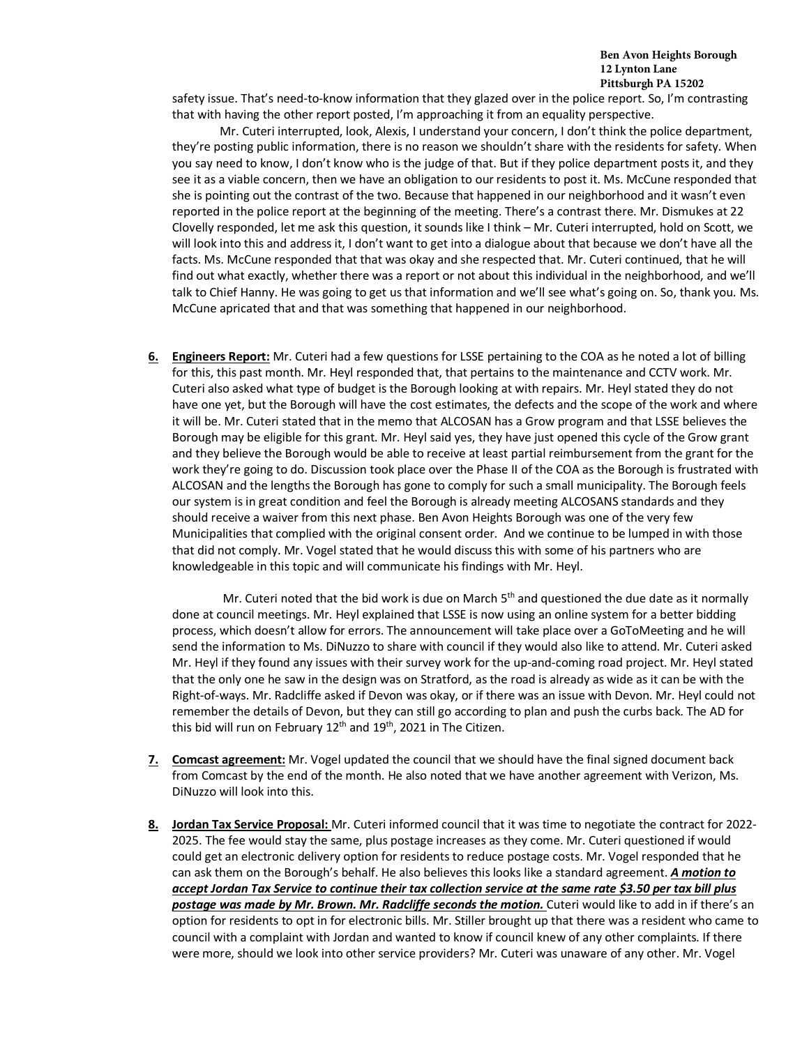safety issue. That's need-to-know information that they glazed over in the police report. So, I'm contrasting that with having the other report posted, I'm approaching it from an equality perspective.

Mr. Cuteri interrupted, look, Alexis, I understand your concern, I don't think the police department, they're posting public information, there is no reason we shouldn't share with the residents for safety. When you say need to know, I don't know who is the judge of that. But if they police department posts it, and they see it as a viable concern, then we have an obligation to our residents to post it. Ms. McCune responded that she is pointing out the contrast of the two. Because that happened in our neighborhood and it wasn't even reported in the police report at the beginning of the meeting. There's a contrast there. Mr. Dismukes at 22 Clovelly responded, let me ask this question, it sounds like I think – Mr. Cuteri interrupted, hold on Scott, we will look into this and address it, I don't want to get into a dialogue about that because we don't have all the facts. Ms. McCune responded that that was okay and she respected that. Mr. Cuteri continued, that he will find out what exactly, whether there was a report or not about this individual in the neighborhood, and we'll talk to Chief Hanny. He was going to get us that information and we'll see what's going on. So, thank you. Ms. McCune apricated that and that was something that happened in our neighborhood.

6. **Engineers Report:** Mr. Cuteri had a few questions for LSSE pertaining to the COA as he noted a lot of billing for this, this past month. Mr. Heyl responded that, that pertains to the maintenance and CCTV work. Mr. Cuteri also asked what type of budget is the Borough looking at with repairs. Mr. Heyl stated they do not have one yet, but the Borough will have the cost estimates, the defects and the scope of the work and where it will be. Mr. Cuteri stated that in the memo that ALCOSAN has a Grow program and that LSSE believes the Borough may be eligible for this grant. Mr. Heyl said yes, they have just opened this cycle of the Grow grant and they believe the Borough would be able to receive at least partial reimbursement from the grant for the work they're going to do. Discussion took place over the Phase II of the COA as the Borough is frustrated with ALCOSAN and the lengths the Borough has gone to comply for such a small municipality. The Borough feels our system is in great condition and feel the Borough is already meeting ALCOSANS standards and they should receive a waiver from this next phase. Ben Avon Heights Borough was one of the very few Municipalities that complied with the original consent order. And we continue to be lumped in with those that did not comply. Mr. Vogel stated that he would discuss this with some of his partners who are knowledgeable in this topic and will communicate his findings with Mr. Heyl.

   Mr. Cuteri noted that the bid work is due on March 5th and questioned the due date as it normally done at council meetings. Mr. Heyl explained that LSSE is now using an online system for a better bidding process, which doesn't allow for errors. The announcement will take place over a GoToMeeting and he will send the information to Ms. DiNuzzo to share with council if they would also like to attend. Mr. Cuteri asked Mr. Heyl if they found any issues with their survey work for the up-and-coming road project. Mr. Heyl stated that the only one he saw in the design was on Stratford, as the road is already as wide as it can be with the Right-of-ways. Mr. Radcliffe asked if Devon was okay, or if there was an issue with Devon. Mr. Heyl could not remember the details of Devon, but they can still go according to plan and push the curbs back. The AD for this bid will run on February 12th and 19th, 2021 in The Citizen.

7. **Comcast agreement:** Mr. Vogel updated the council that we should have the final signed document back from Comcast by the end of the month. He also noted that we have another agreement with Verizon, Ms. DiNuzzo will look into this.

8. **Jordan Tax Service Proposal:** Mr. Cuteri informed council that it was time to negotiate the contract for 2022-2025. The fee would stay the same, plus postage increases as they come. Mr. Cuteri questioned if would could get an electronic delivery option for residents to reduce postage costs. Mr. Vogel responded that he can ask them on the Borough's behalf. He also believes this looks like a standard agreement. ***A motion to accept Jordan Tax Service to continue their tax collection service at the same rate $3.50 per tax bill plus postage was made by Mr. Brown. Mr. Radcliffe seconds the motion.*** Cuteri would like to add in if there's an option for residents to opt in for electronic bills. Mr. Stiller brought up that there was a resident who came to council with a complaint with Jordan and wanted to know if council knew of any other complaints. If there were more, should we look into other service providers? Mr. Cuteri was unaware of any other. Mr. Vogel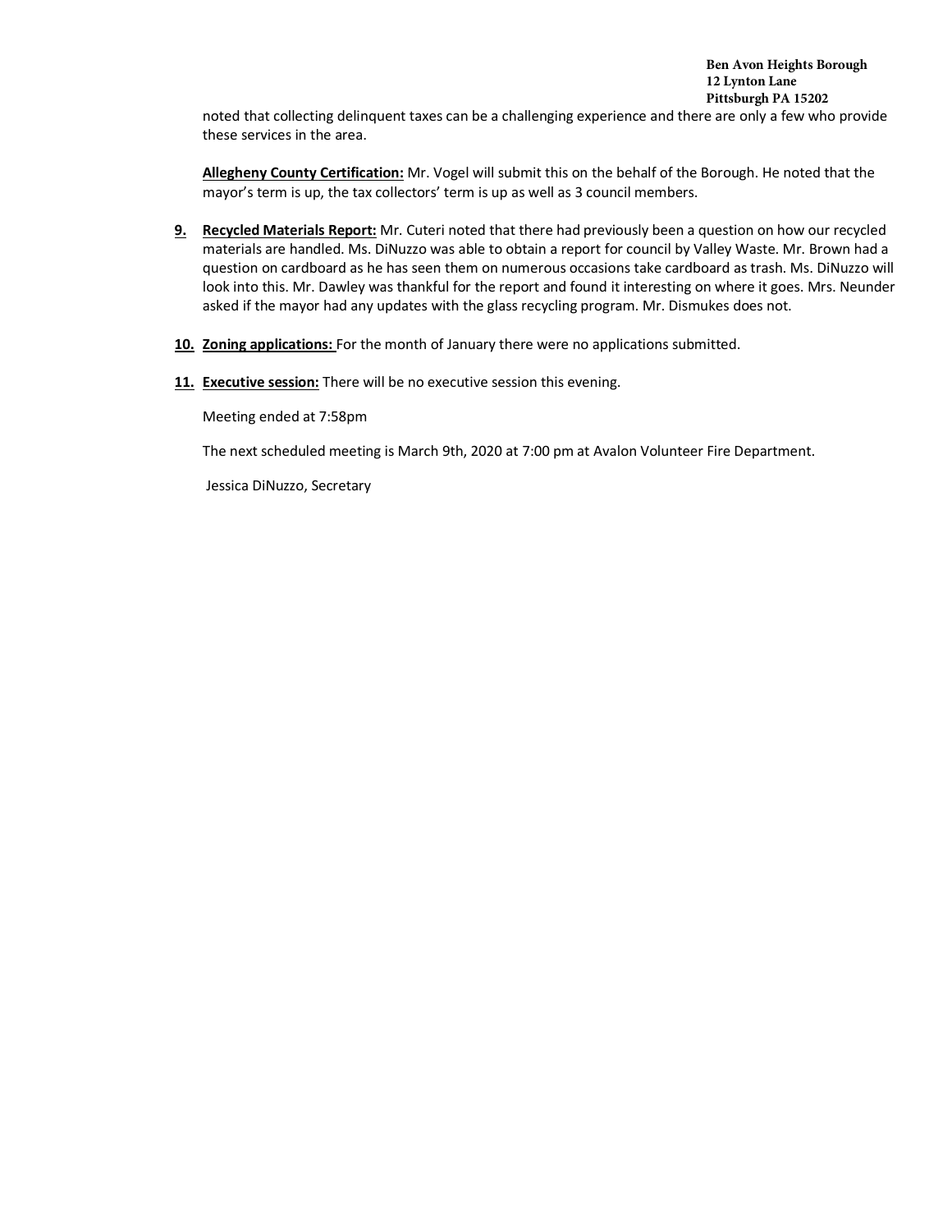noted that collecting delinquent taxes can be a challenging experience and there are only a few who provide these services in the area.

**Allegheny County Certification:** Mr. Vogel will submit this on the behalf of the Borough. He noted that the mayor's term is up, the tax collectors' term is up as well as 3 council members.

9. **Recycled Materials Report:** Mr. Cuteri noted that there had previously been a question on how our recycled materials are handled. Ms. DiNuzzo was able to obtain a report for council by Valley Waste. Mr. Brown had a question on cardboard as he has seen them on numerous occasions take cardboard as trash. Ms. DiNuzzo will look into this. Mr. Dawley was thankful for the report and found it interesting on where it goes. Mrs. Neunder asked if the mayor had any updates with the glass recycling program. Mr. Dismukes does not.

10. **Zoning applications:** For the month of January there were no applications submitted.

11. **Executive session:** There will be no executive session this evening.

Meeting ended at 7:58pm

The next scheduled meeting is March 9th, 2020 at 7:00 pm at Avalon Volunteer Fire Department.

Jessica DiNuzzo, Secretary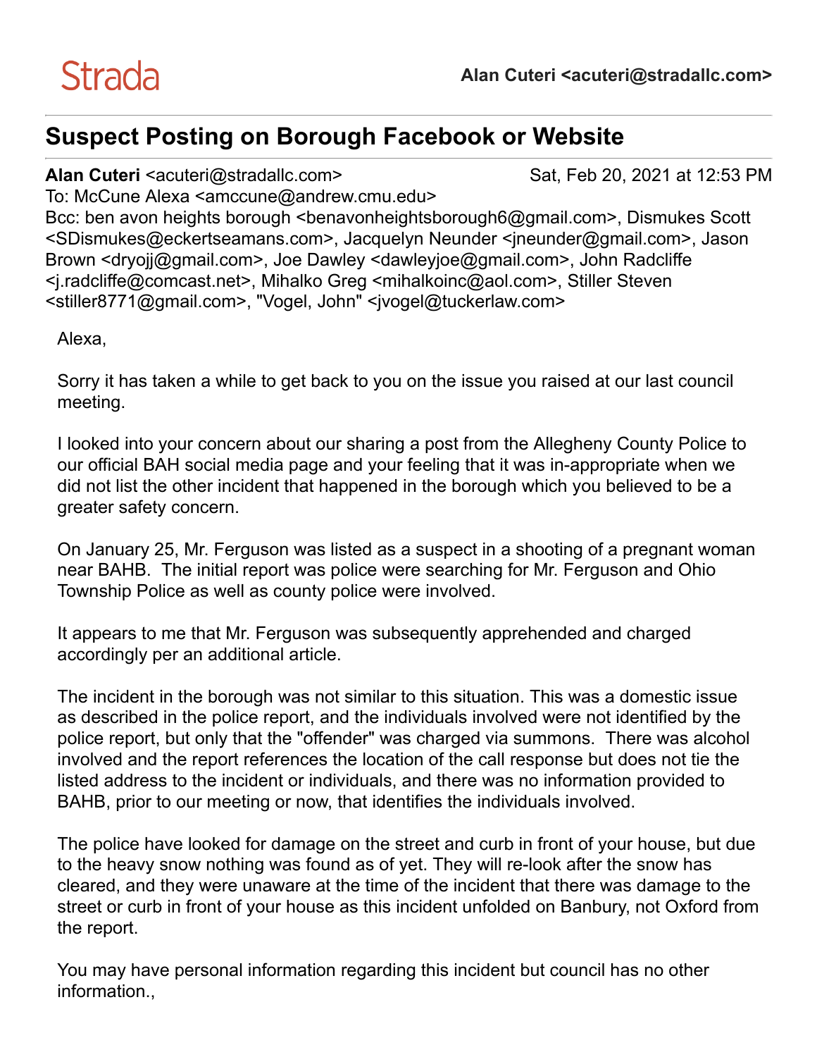Strada

**Alan Cuteri <acuteri@stradallc.com>**

---

# Suspect Posting on Borough Facebook or Website

---

**Alan Cuteri** <acuteri@stradallc.com> Sat, Feb 20, 2021 at 12:53 PM
To: McCune Alexa <amccune@andrew.cmu.edu>
Bcc: ben avon heights borough <benavonheightsborough6@gmail.com>, Dismukes Scott <SDismukes@eckertseamans.com>, Jacquelyn Neunder <jneunder@gmail.com>, Jason Brown <dryojj@gmail.com>, Joe Dawley <dawleyjoe@gmail.com>, John Radcliffe <j.radcliffe@comcast.net>, Mihalko Greg <mihalkoinc@aol.com>, Stiller Steven <stiller8771@gmail.com>, "Vogel, John" <jvogel@tuckerlaw.com>

Alexa,

Sorry it has taken a while to get back to you on the issue you raised at our last council meeting.

I looked into your concern about our sharing a post from the Allegheny County Police to our official BAH social media page and your feeling that it was in-appropriate when we did not list the other incident that happened in the borough which you believed to be a greater safety concern.

On January 25, Mr. Ferguson was listed as a suspect in a shooting of a pregnant woman near BAHB. The initial report was police were searching for Mr. Ferguson and Ohio Township Police as well as county police were involved.

It appears to me that Mr. Ferguson was subsequently apprehended and charged accordingly per an additional article.

The incident in the borough was not similar to this situation. This was a domestic issue as described in the police report, and the individuals involved were not identified by the police report, but only that the "offender" was charged via summons. There was alcohol involved and the report references the location of the call response but does not tie the listed address to the incident or individuals, and there was no information provided to BAHB, prior to our meeting or now, that identifies the individuals involved.

The police have looked for damage on the street and curb in front of your house, but due to the heavy snow nothing was found as of yet. They will re-look after the snow has cleared, and they were unaware at the time of the incident that there was damage to the street or curb in front of your house as this incident unfolded on Banbury, not Oxford from the report.

You may have personal information regarding this incident but council has no other information.,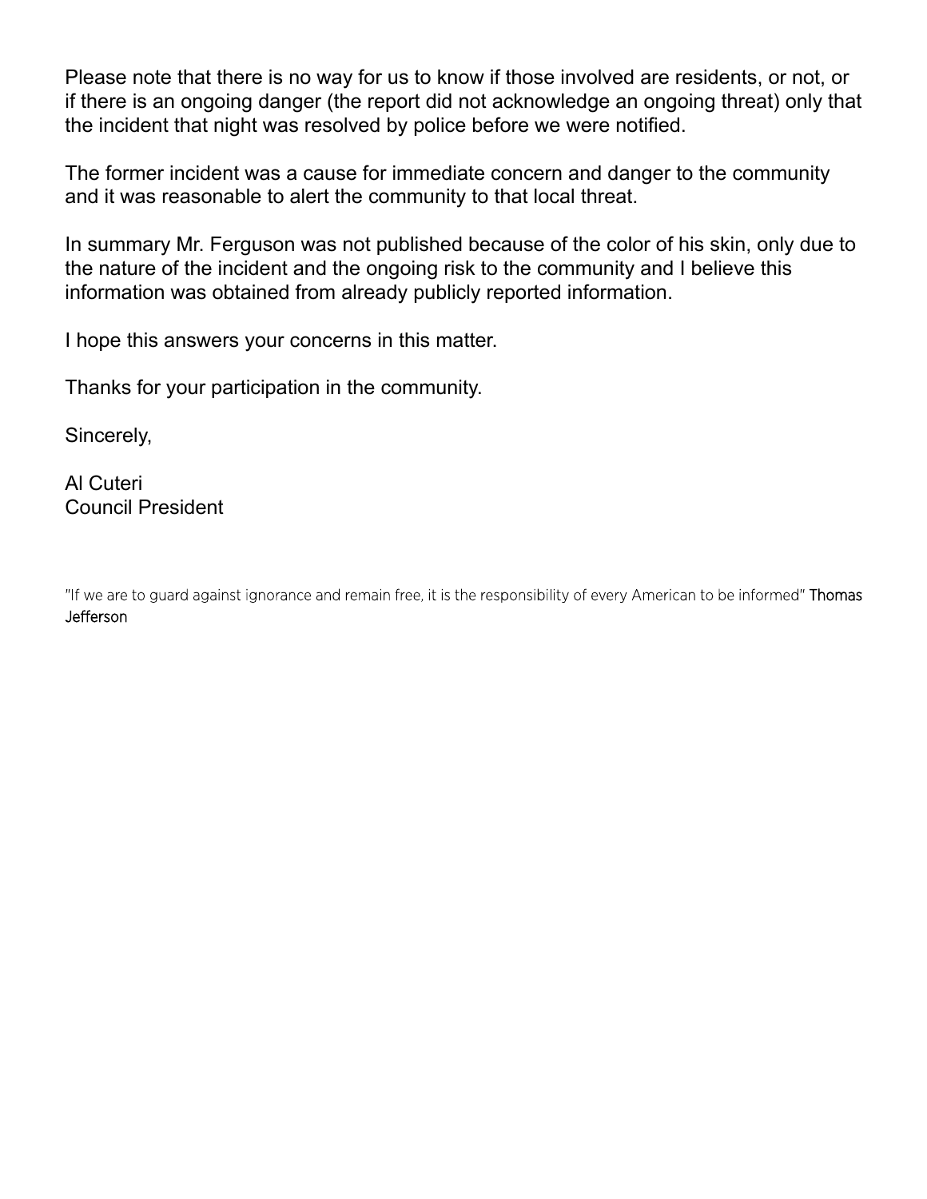Please note that there is no way for us to know if those involved are residents, or not, or if there is an ongoing danger (the report did not acknowledge an ongoing threat) only that the incident that night was resolved by police before we were notified.

The former incident was a cause for immediate concern and danger to the community and it was reasonable to alert the community to that local threat.

In summary Mr. Ferguson was not published because of the color of his skin, only due to the nature of the incident and the ongoing risk to the community and I believe this information was obtained from already publicly reported information.

I hope this answers your concerns in this matter.

Thanks for your participation in the community.

Sincerely,

Al Cuteri
Council President

"If we are to guard against ignorance and remain free, it is the responsibility of every American to be informed" Thomas Jefferson